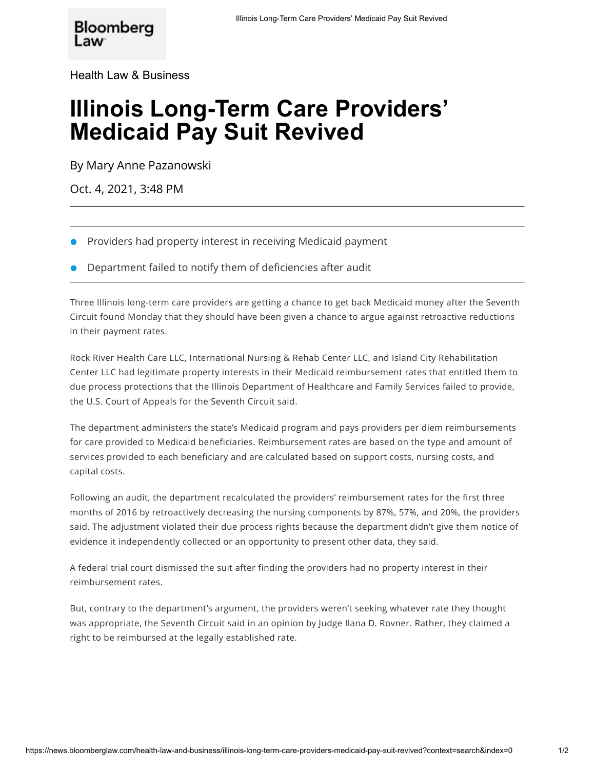Bloomberg Law

Health Law & Business

# Illinois Long-Term Care Providers' Medicaid Pay Suit Revived

By Mary Anne Pazanowski

Oct. 4, 2021, 3:48 PM

---

- Providers had property interest in receiving Medicaid payment
- Department failed to notify them of deficiencies after audit

---

Three Illinois long-term care providers are getting a chance to get back Medicaid money after the Seventh Circuit found Monday that they should have been given a chance to argue against retroactive reductions in their payment rates.

Rock River Health Care LLC, International Nursing & Rehab Center LLC, and Island City Rehabilitation Center LLC had legitimate property interests in their Medicaid reimbursement rates that entitled them to due process protections that the Illinois Department of Healthcare and Family Services failed to provide, the U.S. Court of Appeals for the Seventh Circuit said.

The department administers the state's Medicaid program and pays providers per diem reimbursements for care provided to Medicaid beneficiaries. Reimbursement rates are based on the type and amount of services provided to each beneficiary and are calculated based on support costs, nursing costs, and capital costs.

Following an audit, the department recalculated the providers' reimbursement rates for the first three months of 2016 by retroactively decreasing the nursing components by 87%, 57%, and 20%, the providers said. The adjustment violated their due process rights because the department didn't give them notice of evidence it independently collected or an opportunity to present other data, they said.

A federal trial court dismissed the suit after finding the providers had no property interest in their reimbursement rates.

But, contrary to the department's argument, the providers weren't seeking whatever rate they thought was appropriate, the Seventh Circuit said in an opinion by Judge Ilana D. Rovner. Rather, they claimed a right to be reimbursed at the legally established rate.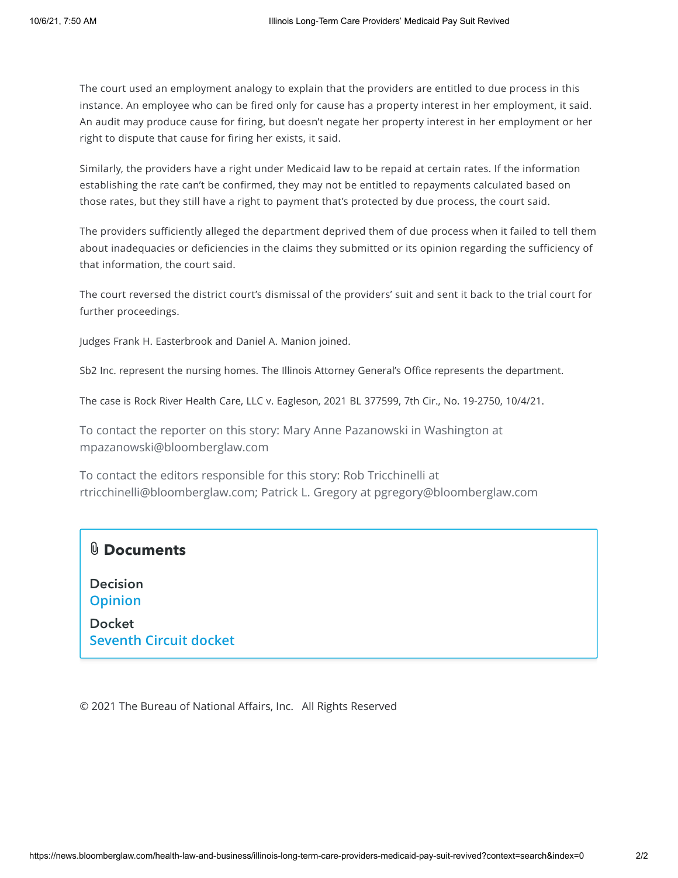The court used an employment analogy to explain that the providers are entitled to due process in this instance. An employee who can be fired only for cause has a property interest in her employment, it said. An audit may produce cause for firing, but doesn't negate her property interest in her employment or her right to dispute that cause for firing her exists, it said.

Similarly, the providers have a right under Medicaid law to be repaid at certain rates. If the information establishing the rate can't be confirmed, they may not be entitled to repayments calculated based on those rates, but they still have a right to payment that's protected by due process, the court said.

The providers sufficiently alleged the department deprived them of due process when it failed to tell them about inadequacies or deficiencies in the claims they submitted or its opinion regarding the sufficiency of that information, the court said.

The court reversed the district court's dismissal of the providers' suit and sent it back to the trial court for further proceedings.

Judges Frank H. Easterbrook and Daniel A. Manion joined.

Sb2 Inc. represent the nursing homes. The Illinois Attorney General's Office represents the department.

The case is Rock River Health Care, LLC v. Eagleson, 2021 BL 377599, 7th Cir., No. 19-2750, 10/4/21.

To contact the reporter on this story: Mary Anne Pazanowski in Washington at mpazanowski@bloomberglaw.com

To contact the editors responsible for this story: Rob Tricchinelli at rtricchinelli@bloomberglaw.com; Patrick L. Gregory at pgregory@bloomberglaw.com

## Documents

**Decision**
Opinion

**Docket**
Seventh Circuit docket

© 2021 The Bureau of National Affairs, Inc. All Rights Reserved